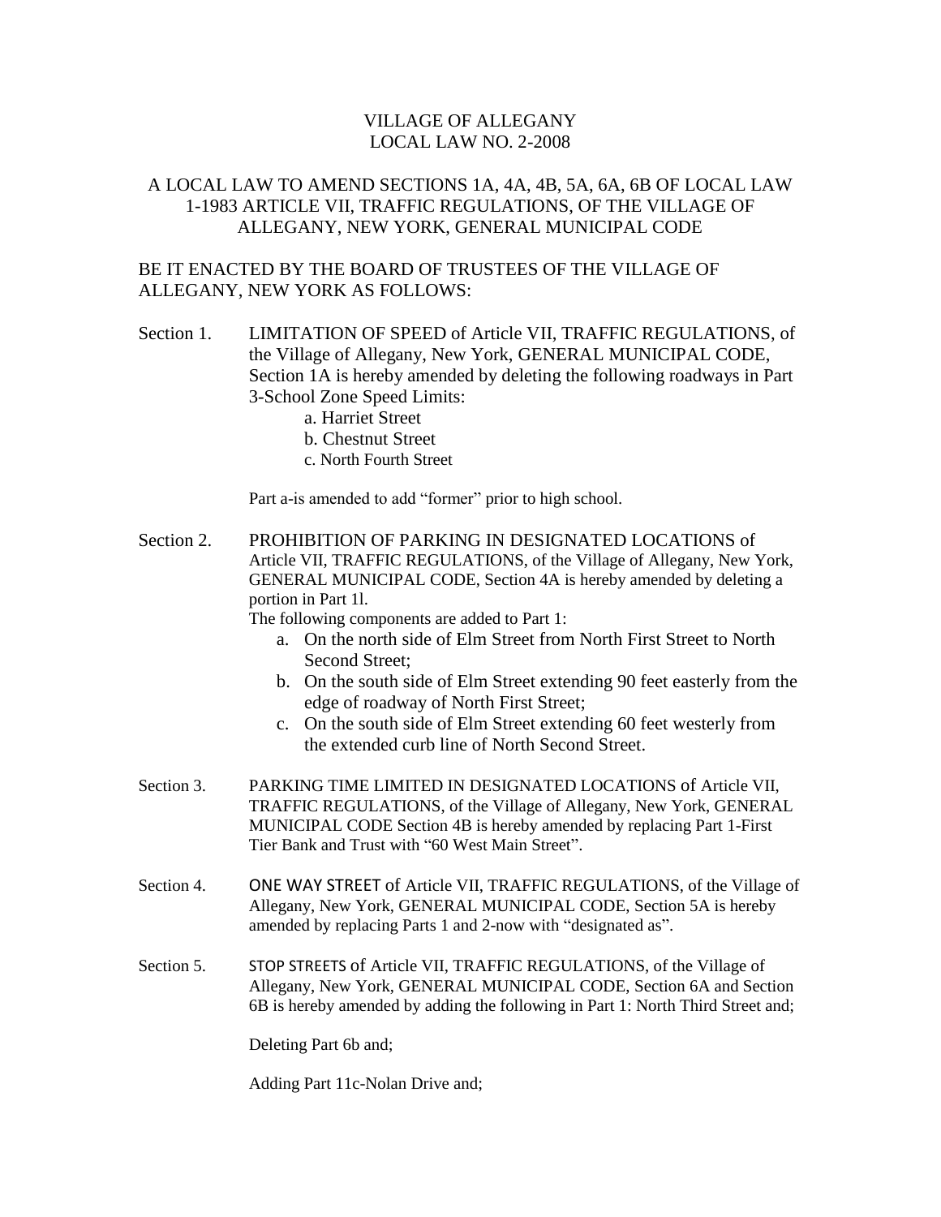# VILLAGE OF ALLEGANY
# LOCAL LAW NO. 2-2008

## A LOCAL LAW TO AMEND SECTIONS 1A, 4A, 4B, 5A, 6A, 6B OF LOCAL LAW 1-1983 ARTICLE VII, TRAFFIC REGULATIONS, OF THE VILLAGE OF ALLEGANY, NEW YORK, GENERAL MUNICIPAL CODE

BE IT ENACTED BY THE BOARD OF TRUSTEES OF THE VILLAGE OF ALLEGANY, NEW YORK AS FOLLOWS:

Section 1. LIMITATION OF SPEED of Article VII, TRAFFIC REGULATIONS, of the Village of Allegany, New York, GENERAL MUNICIPAL CODE, Section 1A is hereby amended by deleting the following roadways in Part 3-School Zone Speed Limits:

a. Harriet Street
b. Chestnut Street
c. North Fourth Street

Part a-is amended to add "former" prior to high school.

Section 2. PROHIBITION OF PARKING IN DESIGNATED LOCATIONS of Article VII, TRAFFIC REGULATIONS, of the Village of Allegany, New York, GENERAL MUNICIPAL CODE, Section 4A is hereby amended by deleting a portion in Part 1l.
The following components are added to Part 1:

a. On the north side of Elm Street from North First Street to North Second Street;
b. On the south side of Elm Street extending 90 feet easterly from the edge of roadway of North First Street;
c. On the south side of Elm Street extending 60 feet westerly from the extended curb line of North Second Street.

Section 3. PARKING TIME LIMITED IN DESIGNATED LOCATIONS of Article VII, TRAFFIC REGULATIONS, of the Village of Allegany, New York, GENERAL MUNICIPAL CODE Section 4B is hereby amended by replacing Part 1-First Tier Bank and Trust with "60 West Main Street".

Section 4. ONE WAY STREET of Article VII, TRAFFIC REGULATIONS, of the Village of Allegany, New York, GENERAL MUNICIPAL CODE, Section 5A is hereby amended by replacing Parts 1 and 2-now with "designated as".

Section 5. STOP STREETS of Article VII, TRAFFIC REGULATIONS, of the Village of Allegany, New York, GENERAL MUNICIPAL CODE, Section 6A and Section 6B is hereby amended by adding the following in Part 1: North Third Street and;

Deleting Part 6b and;

Adding Part 11c-Nolan Drive and;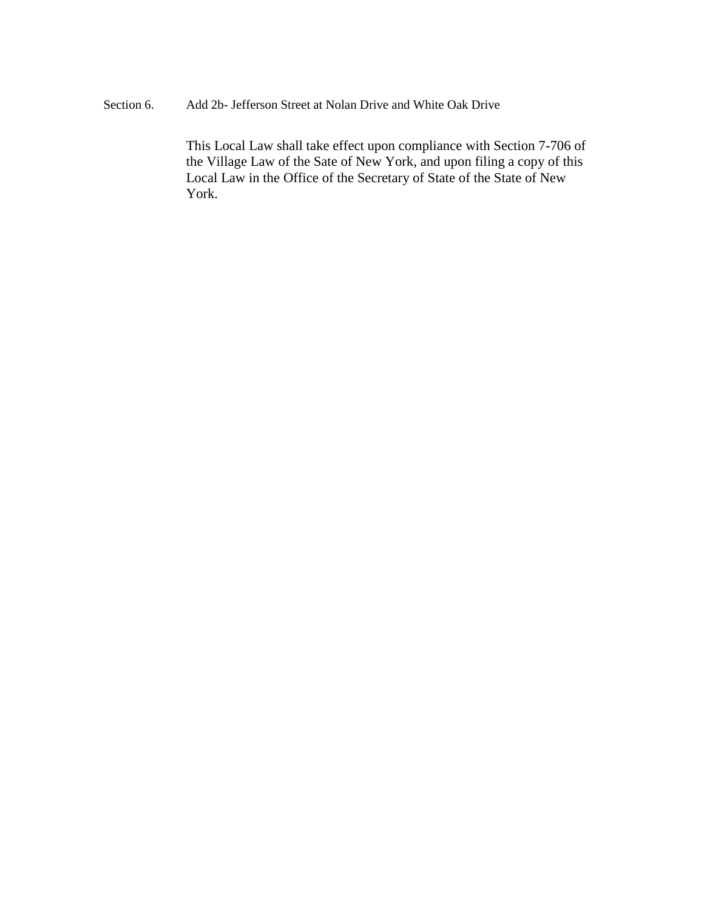Section 6. Add 2b- Jefferson Street at Nolan Drive and White Oak Drive

This Local Law shall take effect upon compliance with Section 7-706 of the Village Law of the Sate of New York, and upon filing a copy of this Local Law in the Office of the Secretary of State of the State of New York.